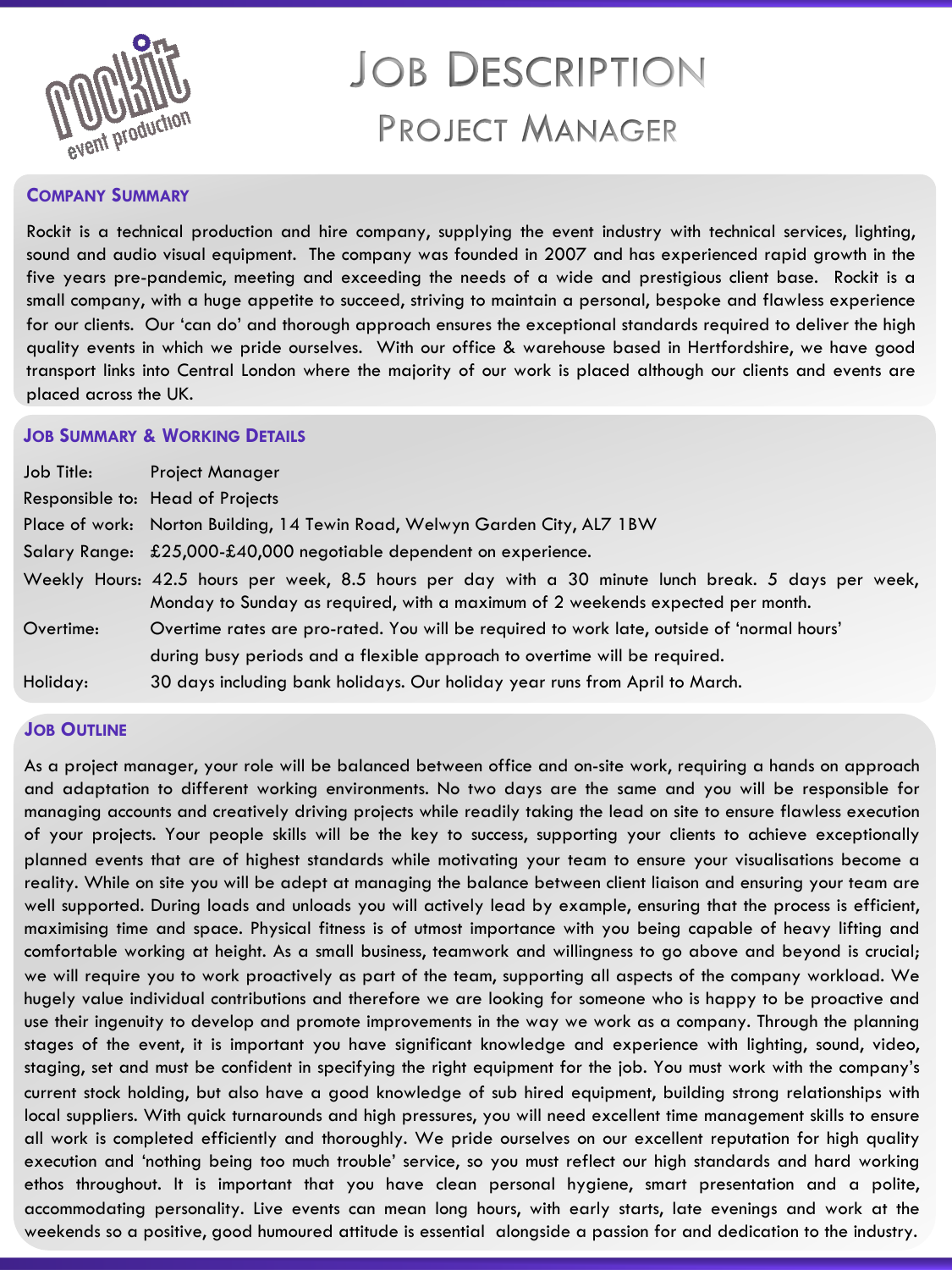# Job Description

## Project Manager

### Company Summary

Rockit is a technical production and hire company, supplying the event industry with technical services, lighting, sound and audio visual equipment. The company was founded in 2007 and has experienced rapid growth in the five years pre-pandemic, meeting and exceeding the needs of a wide and prestigious client base. Rockit is a small company, with a huge appetite to succeed, striving to maintain a personal, bespoke and flawless experience for our clients. Our 'can do' and thorough approach ensures the exceptional standards required to deliver the high quality events in which we pride ourselves. With our office & warehouse based in Hertfordshire, we have good transport links into Central London where the majority of our work is placed although our clients and events are placed across the UK.

### Job Summary & Working Details

| | |
|---|---|
| Job Title: | Project Manager |
| Responsible to: | Head of Projects |
| Place of work: | Norton Building, 14 Tewin Road, Welwyn Garden City, AL7 1BW |
| Salary Range: | £25,000-£40,000 negotiable dependent on experience. |
| Weekly Hours: | 42.5 hours per week, 8.5 hours per day with a 30 minute lunch break. 5 days per week, Monday to Sunday as required, with a maximum of 2 weekends expected per month. |
| Overtime: | Overtime rates are pro-rated. You will be required to work late, outside of 'normal hours' during busy periods and a flexible approach to overtime will be required. |
| Holiday: | 30 days including bank holidays. Our holiday year runs from April to March. |

### Job Outline

As a project manager, your role will be balanced between office and on-site work, requiring a hands on approach and adaptation to different working environments. No two days are the same and you will be responsible for managing accounts and creatively driving projects while readily taking the lead on site to ensure flawless execution of your projects. Your people skills will be the key to success, supporting your clients to achieve exceptionally planned events that are of highest standards while motivating your team to ensure your visualisations become a reality. While on site you will be adept at managing the balance between client liaison and ensuring your team are well supported. During loads and unloads you will actively lead by example, ensuring that the process is efficient, maximising time and space. Physical fitness is of utmost importance with you being capable of heavy lifting and comfortable working at height. As a small business, teamwork and willingness to go above and beyond is crucial; we will require you to work proactively as part of the team, supporting all aspects of the company workload. We hugely value individual contributions and therefore we are looking for someone who is happy to be proactive and use their ingenuity to develop and promote improvements in the way we work as a company. Through the planning stages of the event, it is important you have significant knowledge and experience with lighting, sound, video, staging, set and must be confident in specifying the right equipment for the job. You must work with the company's current stock holding, but also have a good knowledge of sub hired equipment, building strong relationships with local suppliers. With quick turnarounds and high pressures, you will need excellent time management skills to ensure all work is completed efficiently and thoroughly. We pride ourselves on our excellent reputation for high quality execution and 'nothing being too much trouble' service, so you must reflect our high standards and hard working ethos throughout. It is important that you have clean personal hygiene, smart presentation and a polite, accommodating personality. Live events can mean long hours, with early starts, late evenings and work at the weekends so a positive, good humoured attitude is essential alongside a passion for and dedication to the industry.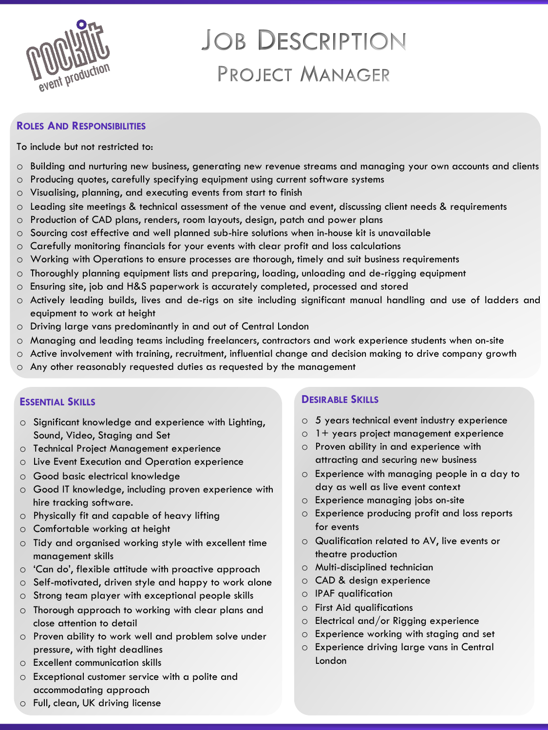# Job Description

## Project Manager

### Roles And Responsibilities

To include but not restricted to:

- Building and nurturing new business, generating new revenue streams and managing your own accounts and clients
- Producing quotes, carefully specifying equipment using current software systems
- Visualising, planning, and executing events from start to finish
- Leading site meetings & technical assessment of the venue and event, discussing client needs & requirements
- Production of CAD plans, renders, room layouts, design, patch and power plans
- Sourcing cost effective and well planned sub-hire solutions when in-house kit is unavailable
- Carefully monitoring financials for your events with clear profit and loss calculations
- Working with Operations to ensure processes are thorough, timely and suit business requirements
- Thoroughly planning equipment lists and preparing, loading, unloading and de-rigging equipment
- Ensuring site, job and H&S paperwork is accurately completed, processed and stored
- Actively leading builds, lives and de-rigs on site including significant manual handling and use of ladders and equipment to work at height
- Driving large vans predominantly in and out of Central London
- Managing and leading teams including freelancers, contractors and work experience students when on-site
- Active involvement with training, recruitment, influential change and decision making to drive company growth
- Any other reasonably requested duties as requested by the management

### Essential Skills

- Significant knowledge and experience with Lighting, Sound, Video, Staging and Set
- Technical Project Management experience
- Live Event Execution and Operation experience
- Good basic electrical knowledge
- Good IT knowledge, including proven experience with hire tracking software.
- Physically fit and capable of heavy lifting
- Comfortable working at height
- Tidy and organised working style with excellent time management skills
- 'Can do', flexible attitude with proactive approach
- Self-motivated, driven style and happy to work alone
- Strong team player with exceptional people skills
- Thorough approach to working with clear plans and close attention to detail
- Proven ability to work well and problem solve under pressure, with tight deadlines
- Excellent communication skills
- Exceptional customer service with a polite and accommodating approach
- Full, clean, UK driving license

### Desirable Skills

- 5 years technical event industry experience
- 1+ years project management experience
- Proven ability in and experience with attracting and securing new business
- Experience with managing people in a day to day as well as live event context
- Experience managing jobs on-site
- Experience producing profit and loss reports for events
- Qualification related to AV, live events or theatre production
- Multi-disciplined technician
- CAD & design experience
- IPAF qualification
- First Aid qualifications
- Electrical and/or Rigging experience
- Experience working with staging and set
- Experience driving large vans in Central London